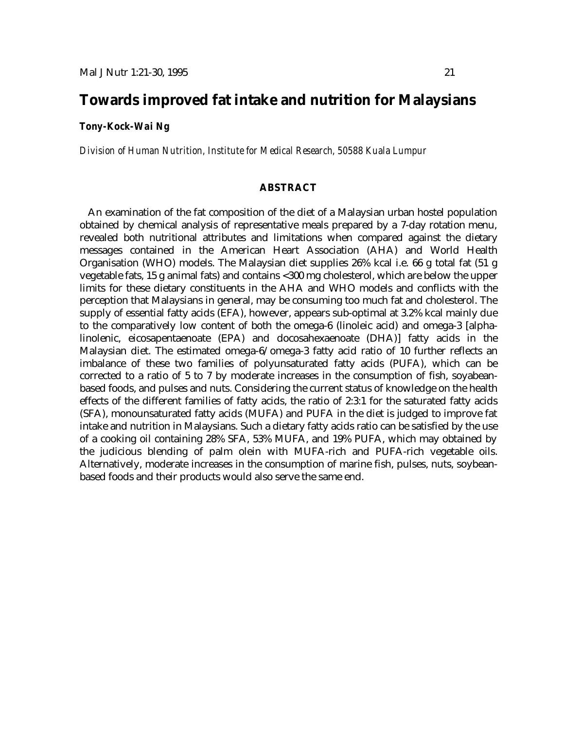# Towards improved fat intake and nutrition for Malaysians

**Tony-Kock-Wai Ng**

*Division of Human Nutrition, Institute for Medical Research, 50588 Kuala Lumpur*

## ABSTRACT

An examination of the fat composition of the diet of a Malaysian urban hostel population obtained by chemical analysis of representative meals prepared by a 7-day rotation menu, revealed both nutritional attributes and limitations when compared against the dietary messages contained in the American Heart Association (AHA) and World Health Organisation (WHO) models. The Malaysian diet supplies 26% kcal i.e. 66 g total fat (51 g vegetable fats, 15 g animal fats) and contains <300 mg cholesterol, which are below the upper limits for these dietary constituents in the AHA and WHO models and conflicts with the perception that Malaysians in general, may be consuming too much fat and cholesterol. The supply of essential fatty acids (EFA), however, appears sub-optimal at 3.2% kcal mainly due to the comparatively low content of both the omega-6 (linoleic acid) and omega-3 [alpha-linolenic, eicosapentaenoate (EPA) and docosahexaenoate (DHA)] fatty acids in the Malaysian diet. The estimated omega-6/omega-3 fatty acid ratio of 10 further reflects an imbalance of these two families of polyunsaturated fatty acids (PUFA), which can be corrected to a ratio of 5 to 7 by moderate increases in the consumption of fish, soyabean-based foods, and pulses and nuts. Considering the current status of knowledge on the health effects of the different families of fatty acids, the ratio of 2:3:1 for the saturated fatty acids (SFA), monounsaturated fatty acids (MUFA) and PUFA in the diet is judged to improve fat intake and nutrition in Malaysians. Such a dietary fatty acids ratio can be satisfied by the use of a cooking oil containing 28% SFA, 53% MUFA, and 19% PUFA, which may obtained by the judicious blending of palm olein with MUFA-rich and PUFA-rich vegetable oils. Alternatively, moderate increases in the consumption of marine fish, pulses, nuts, soybean-based foods and their products would also serve the same end.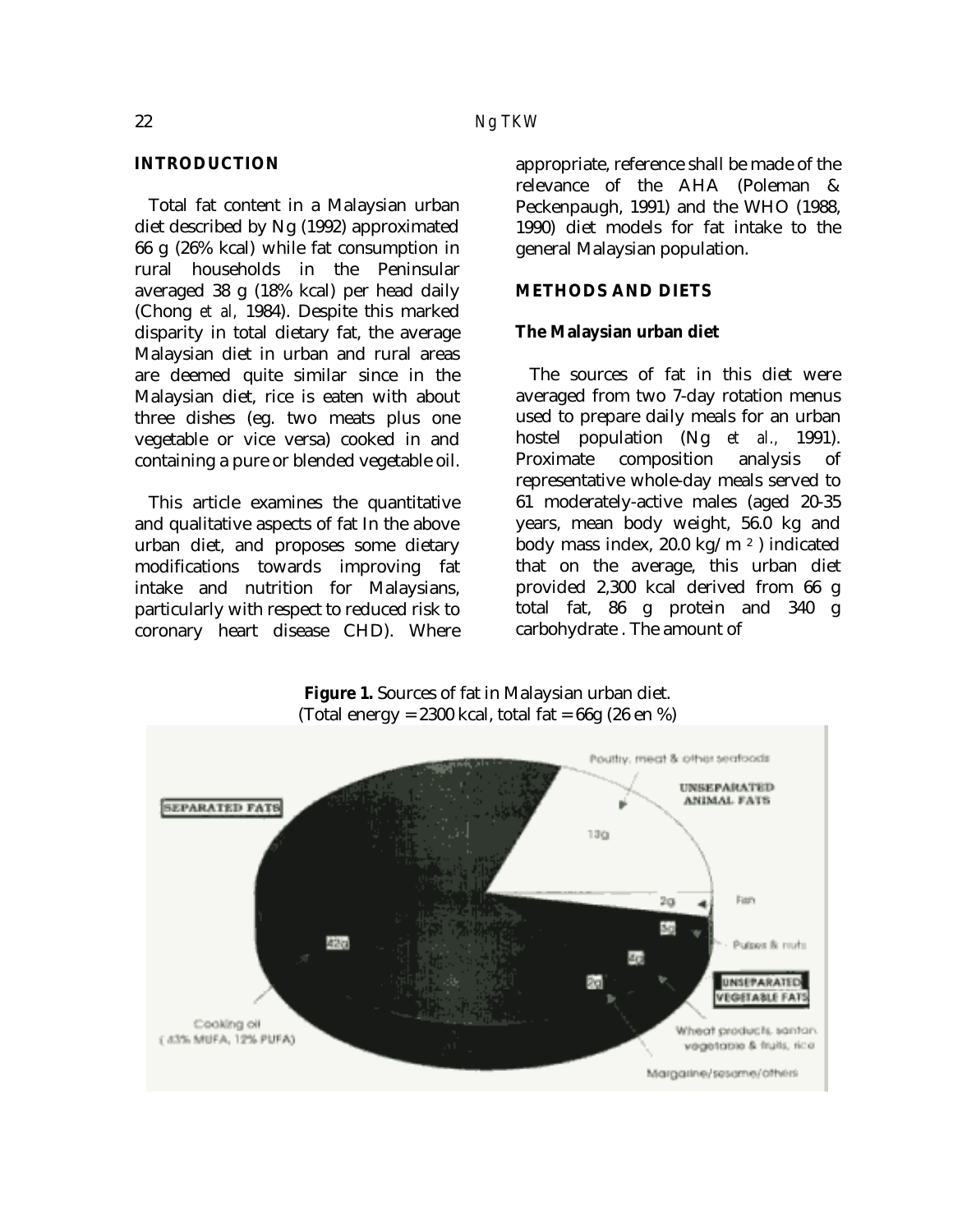## INTRODUCTION

Total fat content in a Malaysian urban diet described by Ng (1992) approximated 66 g (26% kcal) while fat consumption in rural households in the Peninsular averaged 38 g (18% kcal) per head daily (Chong *et al*, 1984). Despite this marked disparity in total dietary fat, the average Malaysian diet in urban and rural areas are deemed quite similar since in the Malaysian diet, rice is eaten with about three dishes (eg. two meats plus one vegetable or vice versa) cooked in and containing a pure or blended vegetable oil.

This article examines the quantitative and qualitative aspects of fat In the above urban diet, and proposes some dietary modifications towards improving fat intake and nutrition for Malaysians, particularly with respect to reduced risk to coronary heart disease CHD). Where appropriate, reference shall be made of the relevance of the AHA (Poleman & Peckenpaugh, 1991) and the WHO (1988, 1990) diet models for fat intake to the general Malaysian population.

## METHODS AND DIETS

### The Malaysian urban diet

The sources of fat in this diet were averaged from two 7-day rotation menus used to prepare daily meals for an urban hostel population (Ng *et al*., 1991). Proximate composition analysis of representative whole-day meals served to 61 moderately-active males (aged 20-35 years, mean body weight, 56.0 kg and body mass index, 20.0 kg/m $^2$ ) indicated that on the average, this urban diet provided 2,300 kcal derived from 66 g total fat, 86 g protein and 340 g carbohydrate . The amount of

**Figure 1.** Sources of fat in Malaysian urban diet.
(Total energy = 2300 kcal, total fat = 66g (26 en %)

SEPARATED FATS: Cooking oil (43% MUFA, 12% PUFA) 42g; Margarine/sesame/others 2g

UNSEPARATED ANIMAL FATS: Poultry, meat & other seafoods 13g; Fish 2g

UNSEPARATED VEGETABLE FATS: Pulses & nuts 3g; Wheat products, santan, vegetable & fruits, rice 4g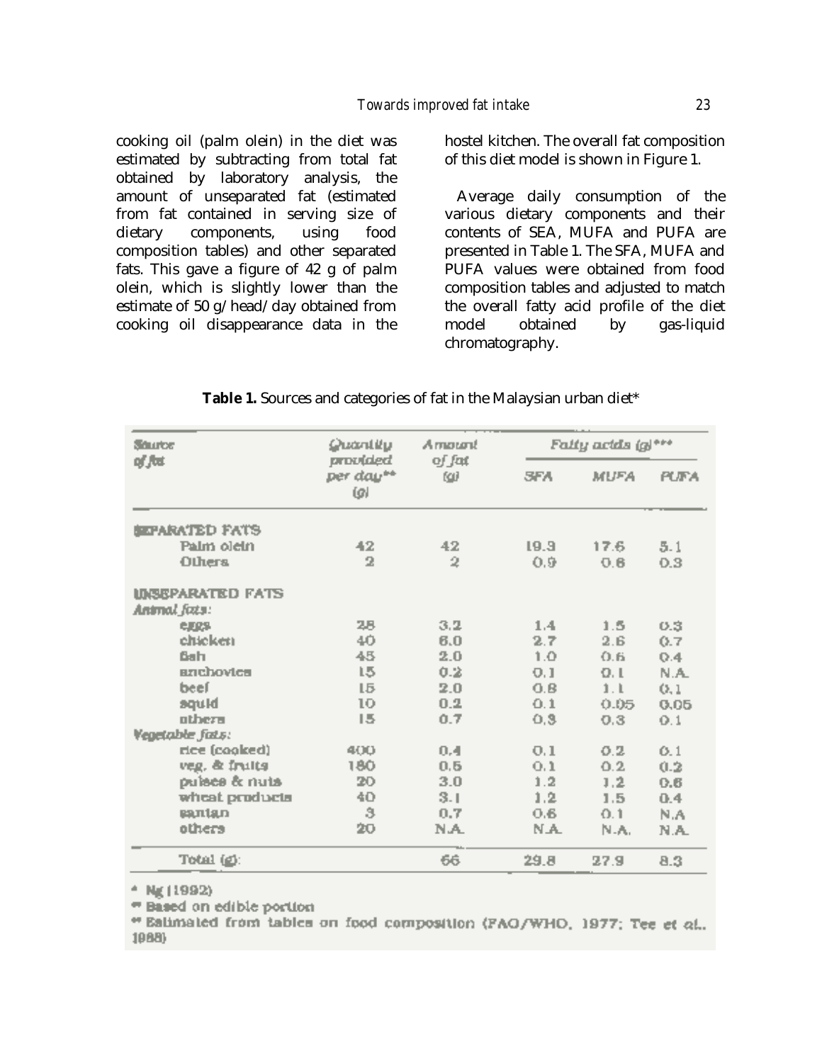cooking oil (palm olein) in the diet was estimated by subtracting from total fat obtained by laboratory analysis, the amount of unseparated fat (estimated from fat contained in serving size of dietary components, using food composition tables) and other separated fats. This gave a figure of 42 g of palm olein, which is slightly lower than the estimate of 50 g/head/day obtained from cooking oil disappearance data in the hostel kitchen. The overall fat composition of this diet model is shown in Figure 1.

Average daily consumption of the various dietary components and their contents of SEA, MUFA and PUFA are presented in Table 1. The SFA, MUFA and PUFA values were obtained from food composition tables and adjusted to match the overall fatty acid profile of the diet model obtained by gas-liquid chromatography.

**Table 1.** Sources and categories of fat in the Malaysian urban diet*

| Source of fat | Quantity provided per day** (g) | Amount of fat (g) | Fatty acids (g)*** | | |
|---|---|---|---|---|---|
| | | | SFA | MUFA | PUFA |
| SEPARATED FATS | | | | | |
| Palm olein | 42 | 42 | 19.3 | 17.6 | 5.1 |
| Others | 2 | 2 | 0.9 | 0.8 | 0.3 |
| UNSEPARATED FATS | | | | | |
| *Animal fats:* | | | | | |
| eggs | 28 | 3.2 | 1.4 | 1.5 | 0.3 |
| chicken | 40 | 6.0 | 2.7 | 2.6 | 0.7 |
| fish | 45 | 2.0 | 1.0 | 0.6 | 0.4 |
| anchovies | 15 | 0.2 | 0.1 | 0.1 | N.A. |
| beef | 15 | 2.0 | 0.8 | 1.1 | 0.1 |
| squid | 10 | 0.2 | 0.1 | 0.05 | 0.05 |
| others | 15 | 0.7 | 0.3 | 0.3 | 0.1 |
| *Vegetable fats:* | | | | | |
| rice (cooked) | 400 | 0.4 | 0.1 | 0.2 | 0.1 |
| veg. & fruits | 180 | 0.5 | 0.1 | 0.2 | 0.2 |
| pulses & nuts | 20 | 3.0 | 1.2 | 1.2 | 0.6 |
| wheat products | 40 | 3.1 | 1.2 | 1.5 | 0.4 |
| santan | 3 | 0.7 | 0.6 | 0.1 | N.A |
| others | 20 | N.A. | N.A. | N.A. | N.A. |
| Total (g): | | 66 | 29.8 | 27.9 | 8.3 |

\* Ng (1992)
\** Based on edible portion
\*** Estimated from tables on food composition (FAO/WHO, 1977; Tee *et al.*, 1988)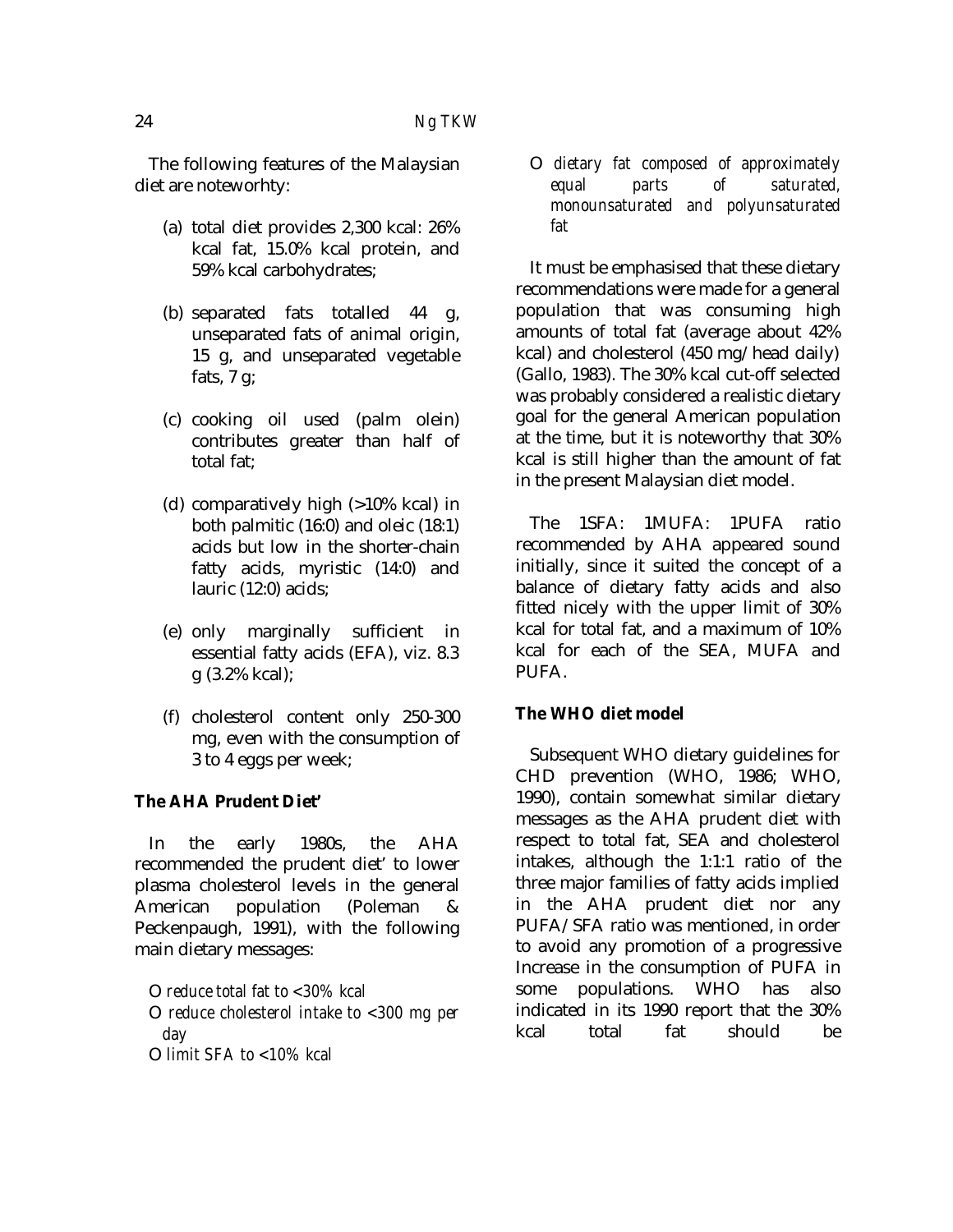The following features of the Malaysian diet are noteworhty:

(a) total diet provides 2,300 kcal: 26% kcal fat, 15.0% kcal protein, and 59% kcal carbohydrates;

(b) separated fats totalled 44 g, unseparated fats of animal origin, 15 g, and unseparated vegetable fats, 7 g;

(c) cooking oil used (palm olein) contributes greater than half of total fat;

(d) comparatively high (>10% kcal) in both palmitic (16:0) and oleic (18:1) acids but low in the shorter-chain fatty acids, myristic (14:0) and lauric (12:0) acids;

(e) only marginally sufficient in essential fatty acids (EFA), viz. 8.3 g (3.2% kcal);

(f) cholesterol content only 250-300 mg, even with the consumption of 3 to 4 eggs per week;

**The AHA Prudent Diet'**

In the early 1980s, the AHA recommended the prudent diet' to lower plasma cholesterol levels in the general American population (Poleman & Peckenpaugh, 1991), with the following main dietary messages:

- *reduce total fat to <30% kcal*
- *reduce cholesterol intake to <300 mg per day*
- *limit SFA to <10% kcal*
- *dietary fat composed of approximately equal parts of saturated, monounsaturated and polyunsaturated fat*

It must be emphasised that these dietary recommendations were made for a general population that was consuming high amounts of total fat (average about 42% kcal) and cholesterol (450 mg/head daily) (Gallo, 1983). The 30% kcal cut-off selected was probably considered a realistic dietary goal for the general American population at the time, but it is noteworthy that 30% kcal is still higher than the amount of fat in the present Malaysian diet model.

The 1SFA: 1MUFA: 1PUFA ratio recommended by AHA appeared sound initially, since it suited the concept of a balance of dietary fatty acids and also fitted nicely with the upper limit of 30% kcal for total fat, and a maximum of 10% kcal for each of the SEA, MUFA and PUFA.

**The WHO diet model**

Subsequent WHO dietary guidelines for CHD prevention (WHO, 1986; WHO, 1990), contain somewhat similar dietary messages as the AHA prudent diet with respect to total fat, SEA and cholesterol intakes, although the 1:1:1 ratio of the three major families of fatty acids implied in the AHA prudent diet nor any PUFA/SFA ratio was mentioned, in order to avoid any promotion of a progressive Increase in the consumption of PUFA in some populations. WHO has also indicated in its 1990 report that the 30% kcal total fat should be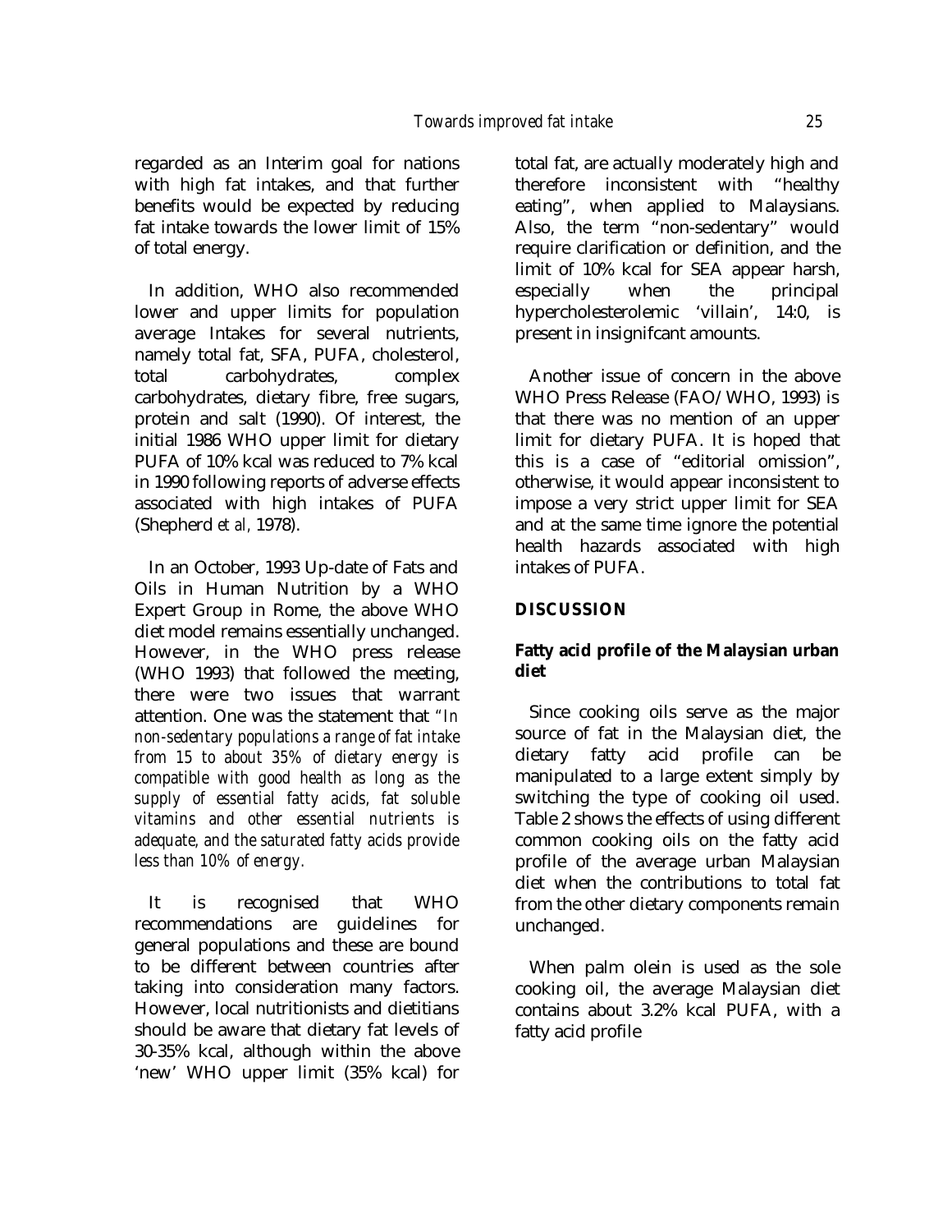regarded as an Interim goal for nations with high fat intakes, and that further benefits would be expected by reducing fat intake towards the lower limit of 15% of total energy.

In addition, WHO also recommended lower and upper limits for population average Intakes for several nutrients, namely total fat, SFA, PUFA, cholesterol, total carbohydrates, complex carbohydrates, dietary fibre, free sugars, protein and salt (1990). Of interest, the initial 1986 WHO upper limit for dietary PUFA of 10% kcal was reduced to 7% kcal in 1990 following reports of adverse effects associated with high intakes of PUFA (Shepherd *et al*, 1978).

In an October, 1993 Up-date of Fats and Oils in Human Nutrition by a WHO Expert Group in Rome, the above WHO diet model remains essentially unchanged. However, in the WHO press release (WHO 1993) that followed the meeting, there were two issues that warrant attention. One was the statement that "*In non-sedentary populations a range of fat intake from 15 to about 35% of dietary energy is compatible with good health as long as the supply of essential fatty acids, fat soluble vitamins and other essential nutrients is adequate, and the saturated fatty acids provide less than 10% of energy.*

It is recognised that WHO recommendations are guidelines for general populations and these are bound to be different between countries after taking into consideration many factors. However, local nutritionists and dietitians should be aware that dietary fat levels of 30-35% kcal, although within the above 'new' WHO upper limit (35% kcal) for total fat, are actually moderately high and therefore inconsistent with "healthy eating", when applied to Malaysians. Also, the term "non-sedentary" would require clarification or definition, and the limit of 10% kcal for SEA appear harsh, especially when the principal hypercholesterolemic 'villain', 14:0, is present in insignifcant amounts.

Another issue of concern in the above WHO Press Release (FAO/WHO, 1993) is that there was no mention of an upper limit for dietary PUFA. It is hoped that this is a case of "editorial omission", otherwise, it would appear inconsistent to impose a very strict upper limit for SEA and at the same time ignore the potential health hazards associated with high intakes of PUFA.

## DISCUSSION

### Fatty acid profile of the Malaysian urban diet

Since cooking oils serve as the major source of fat in the Malaysian diet, the dietary fatty acid profile can be manipulated to a large extent simply by switching the type of cooking oil used. Table 2 shows the effects of using different common cooking oils on the fatty acid profile of the average urban Malaysian diet when the contributions to total fat from the other dietary components remain unchanged.

When palm olein is used as the sole cooking oil, the average Malaysian diet contains about 3.2% kcal PUFA, with a fatty acid profile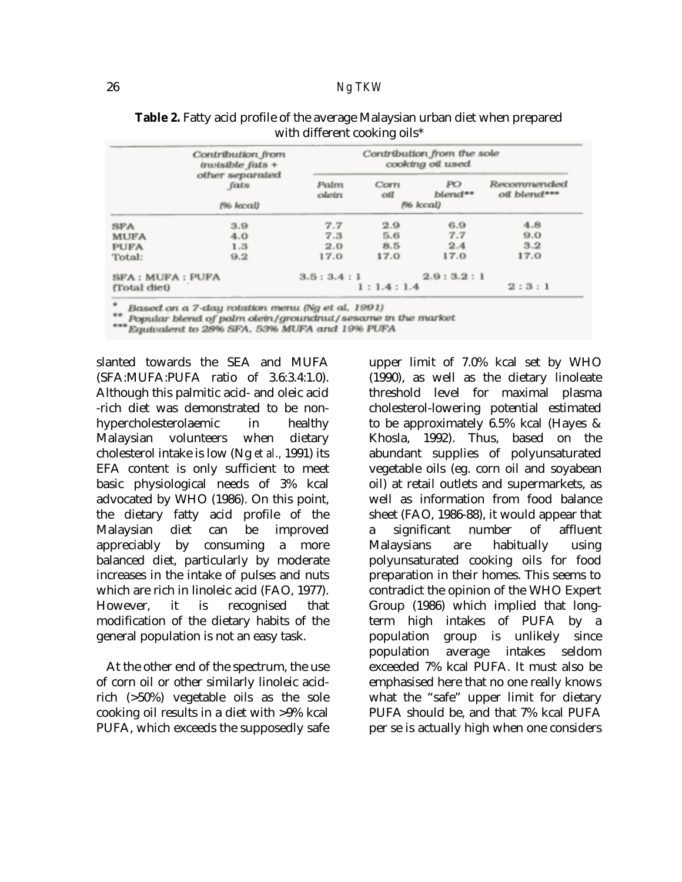**Table 2.** Fatty acid profile of the average Malaysian urban diet when prepared with different cooking oils*

| | Contribution from invisible fats + other separated fats (% kcal) | Contribution from the sole cooking oil used (% kcal) | | | |
|---|---|---|---|---|---|
| | | Palm olein | Corn oil | PO blend** | Recommended oil blend*** |
| SFA | 3.9 | 7.7 | 2.9 | 6.9 | 4.8 |
| MUFA | 4.0 | 7.3 | 5.6 | 7.7 | 9.0 |
| PUFA | 1.3 | 2.0 | 8.5 | 2.4 | 3.2 |
| Total: | 9.2 | 17.0 | 17.0 | 17.0 | 17.0 |
| SFA : MUFA : PUFA (Total diet) | | 3.5 : 3.4 : 1 | 1 : 1.4 : 1.4 | 2.9 : 3.2 : 1 | 2 : 3 : 1 |

\* Based on a 7-day rotation menu (Ng et al, 1991)
\*\* Popular blend of palm olein/groundnut/sesame in the market
\*\*\* Equivalent to 28% SFA, 53% MUFA and 19% PUFA

slanted towards the SEA and MUFA (SFA:MUFA:PUFA ratio of 3.6:3.4:1.0). Although this palmitic acid- and oleic acid -rich diet was demonstrated to be non-hypercholesterolaemic in healthy Malaysian volunteers when dietary cholesterol intake is low (Ng *et al.*, 1991) its EFA content is only sufficient to meet basic physiological needs of 3% kcal advocated by WHO (1986). On this point, the dietary fatty acid profile of the Malaysian diet can be improved appreciably by consuming a more balanced diet, particularly by moderate increases in the intake of pulses and nuts which are rich in linoleic acid (FAO, 1977). However, it is recognised that modification of the dietary habits of the general population is not an easy task.

At the other end of the spectrum, the use of corn oil or other similarly linoleic acid-rich (>50%) vegetable oils as the sole cooking oil results in a diet with >9% kcal PUFA, which exceeds the supposedly safe upper limit of 7.0% kcal set by WHO (1990), as well as the dietary linoleate threshold level for maximal plasma cholesterol-lowering potential estimated to be approximately 6.5% kcal (Hayes & Khosla, 1992). Thus, based on the abundant supplies of polyunsaturated vegetable oils (eg. corn oil and soyabean oil) at retail outlets and supermarkets, as well as information from food balance sheet (FAO, 1986-88), it would appear that a significant number of affluent Malaysians are habitually using polyunsaturated cooking oils for food preparation in their homes. This seems to contradict the opinion of the WHO Expert Group (1986) which implied that long-term high intakes of PUFA by a population group is unlikely since population average intakes seldom exceeded 7% kcal PUFA. It must also be emphasised here that no one really knows what the "safe" upper limit for dietary PUFA should be, and that 7% kcal PUFA per se is actually high when one considers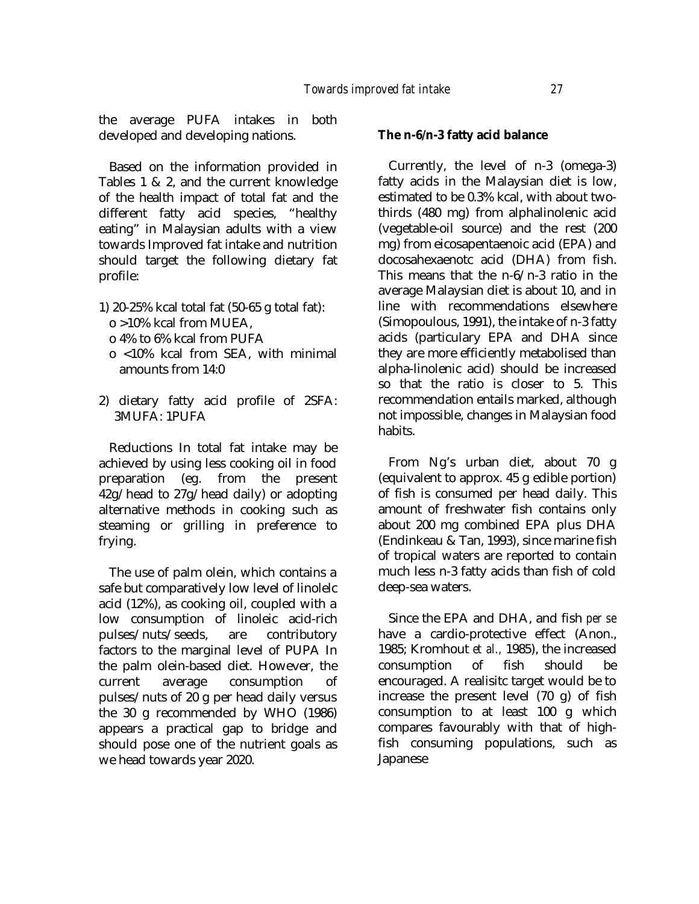the average PUFA intakes in both developed and developing nations.

Based on the information provided in Tables 1 & 2, and the current knowledge of the health impact of total fat and the different fatty acid species, "healthy eating" in Malaysian adults with a view towards Improved fat intake and nutrition should target the following dietary fat profile:

1) 20-25% kcal total fat (50-65 g total fat):
   - o >10% kcal from MUEA,
   - o 4% to 6% kcal from PUFA
   - o <10% kcal from SEA, with minimal amounts from 14:0

2) dietary fatty acid profile of 2SFA: 3MUFA: 1PUFA

Reductions In total fat intake may be achieved by using less cooking oil in food preparation (eg. from the present 42g/head to 27g/head daily) or adopting alternative methods in cooking such as steaming or grilling in preference to frying.

The use of palm olein, which contains a safe but comparatively low level of linolelc acid (12%), as cooking oil, coupled with a low consumption of linoleic acid-rich pulses/nuts/seeds, are contributory factors to the marginal level of PUPA In the palm olein-based diet. However, the current average consumption of pulses/nuts of 20 g per head daily versus the 30 g recommended by WHO (1986) appears a practical gap to bridge and should pose one of the nutrient goals as we head towards year 2020.

**The n-6/n-3 fatty acid balance**

Currently, the level of n-3 (omega-3) fatty acids in the Malaysian diet is low, estimated to be 0.3% kcal, with about two-thirds (480 mg) from alphalinolenic acid (vegetable-oil source) and the rest (200 mg) from eicosapentaenoic acid (EPA) and docosahexaenotc acid (DHA) from fish. This means that the n-6/n-3 ratio in the average Malaysian diet is about 10, and in line with recommendations elsewhere (Simopoulous, 1991), the intake of n-3 fatty acids (particulary EPA and DHA since they are more efficiently metabolised than alpha-linolenic acid) should be increased so that the ratio is closer to 5. This recommendation entails marked, although not impossible, changes in Malaysian food habits.

From Ng's urban diet, about 70 g (equivalent to approx. 45 g edible portion) of fish is consumed per head daily. This amount of freshwater fish contains only about 200 mg combined EPA plus DHA (Endinkeau & Tan, 1993), since marine fish of tropical waters are reported to contain much less n-3 fatty acids than fish of cold deep-sea waters.

Since the EPA and DHA, and fish *per se* have a cardio-protective effect (Anon., 1985; Kromhout *et al.,* 1985), the increased consumption of fish should be encouraged. A realisitc target would be to increase the present level (70 g) of fish consumption to at least 100 g which compares favourably with that of high-fish consuming populations, such as Japanese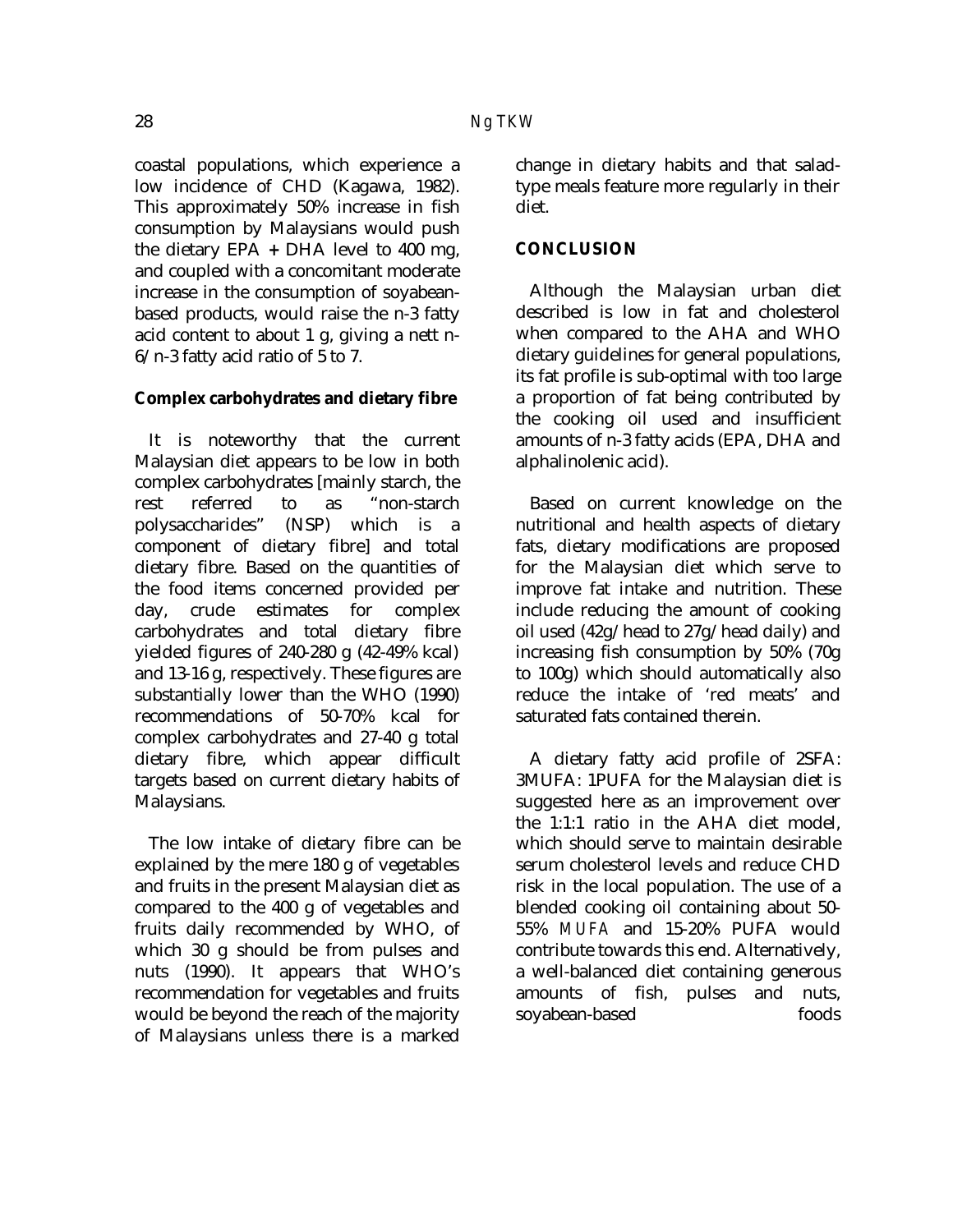coastal populations, which experience a low incidence of CHD (Kagawa, 1982). This approximately 50% increase in fish consumption by Malaysians would push the dietary EPA + DHA level to 400 mg, and coupled with a concomitant moderate increase in the consumption of soyabean-based products, would raise the n-3 fatty acid content to about 1 g, giving a nett n-6/n-3 fatty acid ratio of 5 to 7.

**Complex carbohydrates and dietary fibre**

It is noteworthy that the current Malaysian diet appears to be low in both complex carbohydrates [mainly starch, the rest referred to as "non-starch polysaccharides" (NSP) which is a component of dietary fibre] and total dietary fibre. Based on the quantities of the food items concerned provided per day, crude estimates for complex carbohydrates and total dietary fibre yielded figures of 240-280 g (42-49% kcal) and 13-16 g, respectively. These figures are substantially lower than the WHO (1990) recommendations of 50-70% kcal for complex carbohydrates and 27-40 g total dietary fibre, which appear difficult targets based on current dietary habits of Malaysians.

The low intake of dietary fibre can be explained by the mere 180 g of vegetables and fruits in the present Malaysian diet as compared to the 400 g of vegetables and fruits daily recommended by WHO, of which 30 g should be from pulses and nuts (1990). It appears that WHO's recommendation for vegetables and fruits would be beyond the reach of the majority of Malaysians unless there is a marked change in dietary habits and that salad-type meals feature more regularly in their diet.

## CONCLUSION

Although the Malaysian urban diet described is low in fat and cholesterol when compared to the AHA and WHO dietary guidelines for general populations, its fat profile is sub-optimal with too large a proportion of fat being contributed by the cooking oil used and insufficient amounts of n-3 fatty acids (EPA, DHA and alphalinolenic acid).

Based on current knowledge on the nutritional and health aspects of dietary fats, dietary modifications are proposed for the Malaysian diet which serve to improve fat intake and nutrition. These include reducing the amount of cooking oil used (42g/head to 27g/head daily) and increasing fish consumption by 50% (70g to 100g) which should automatically also reduce the intake of 'red meats' and saturated fats contained therein.

A dietary fatty acid profile of 2SFA: 3MUFA: 1PUFA for the Malaysian diet is suggested here as an improvement over the 1:1:1 ratio in the AHA diet model, which should serve to maintain desirable serum cholesterol levels and reduce CHD risk in the local population. The use of a blended cooking oil containing about 50-55% MUFA and 15-20% PUFA would contribute towards this end. Alternatively, a well-balanced diet containing generous amounts of fish, pulses and nuts, soyabean-based foods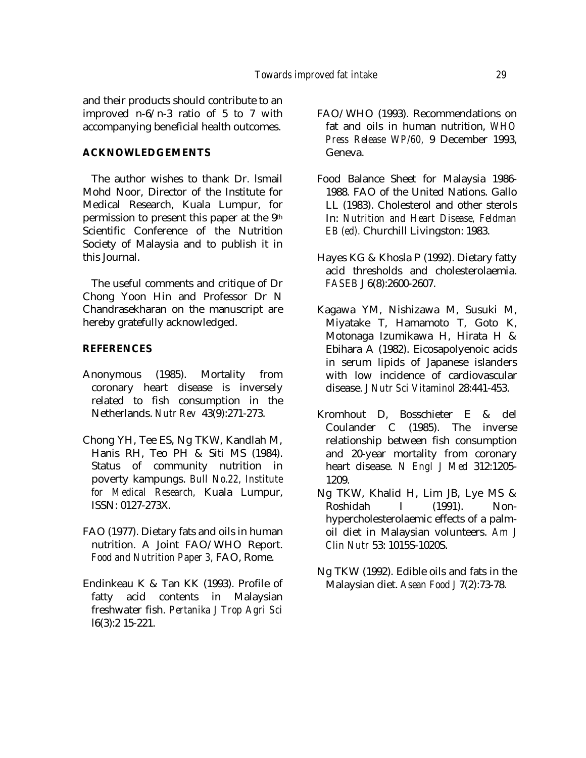and their products should contribute to an improved n-6/n-3 ratio of 5 to 7 with accompanying beneficial health outcomes.

## ACKNOWLEDGEMENTS

The author wishes to thank Dr. lsmail Mohd Noor, Director of the Institute for Medical Research, Kuala Lumpur, for permission to present this paper at the 9th Scientific Conference of the Nutrition Society of Malaysia and to publish it in this Journal.

The useful comments and critique of Dr Chong Yoon Hin and Professor Dr N Chandrasekharan on the manuscript are hereby gratefully acknowledged.

## REFERENCES

Anonymous (1985). Mortality from coronary heart disease is inversely related to fish consumption in the Netherlands. *Nutr Rev* 43(9):271-273.

Chong YH, Tee ES, Ng TKW, Kandlah M, Hanis RH, Teo PH & Siti MS (1984). Status of community nutrition in poverty kampungs. *Bull No.22, Institute for Medical Research,* Kuala Lumpur, ISSN: 0127-273X.

FAO (1977). Dietary fats and oils in human nutrition. A Joint FAO/WHO Report. *Food and Nutrition Paper 3,* FAO, Rome.

Endinkeau K & Tan KK (1993). Profile of fatty acid contents in Malaysian freshwater fish. *Pertanika J Trop Agri Sci* l6(3):2 15-221.

FAO/WHO (1993). Recommendations on fat and oils in human nutrition, *WHO Press Release WP/60,* 9 December 1993, Geneva.

Food Balance Sheet for Malaysia 1986-1988. FAO of the United Nations. Gallo LL (1983). Cholesterol and other sterols In: *Nutrition and Heart Disease, Feldman EB (ed).* Churchill Livingston: 1983.

Hayes KG & Khosla P (1992). Dietary fatty acid thresholds and cholesterolaemia. *FASEB* J 6(8):2600-2607.

Kagawa YM, Nishizawa M, Susuki M, Miyatake T, Hamamoto T, Goto K, Motonaga Izumikawa H, Hirata H & Ebihara A (1982). Eicosapolyenoic acids in serum lipids of Japanese islanders with low incidence of cardiovascular disease. *J Nutr Sci Vitaminol* 28:441-453.

Kromhout D, Bosschieter E & del Coulander C (1985). The inverse relationship between fish consumption and 20-year mortality from coronary heart disease. *N Engl J Med* 312:1205-1209.

Ng TKW, Khalid H, Lim JB, Lye MS & Roshidah I (1991). Non-hypercholesterolaemic effects of a palm-oil diet in Malaysian volunteers. *Am J Clin Nutr* 53: 1015S-1020S.

Ng TKW (1992). Edible oils and fats in the Malaysian diet. *Asean Food J* 7(2):73-78.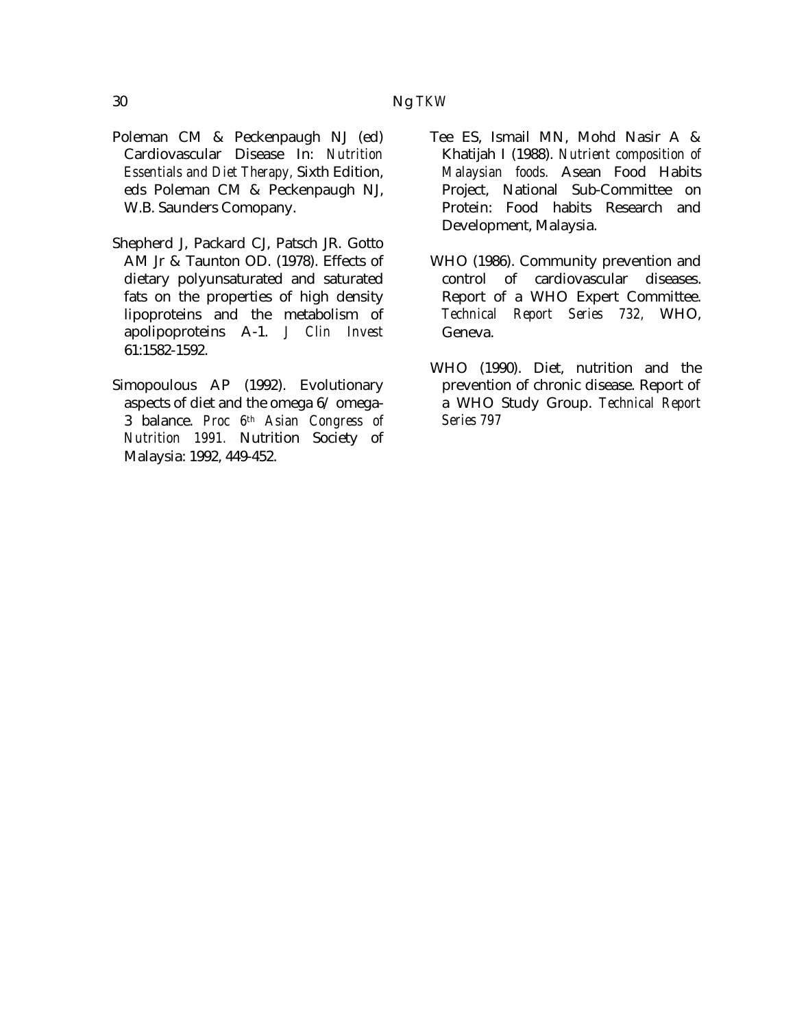Poleman CM & Peckenpaugh NJ (ed) Cardiovascular Disease In: *Nutrition Essentials and Diet Therapy,* Sixth Edition, eds Poleman CM & Peckenpaugh NJ, W.B. Saunders Comopany.

Shepherd J, Packard CJ, Patsch JR. Gotto AM Jr & Taunton OD. (1978). Effects of dietary polyunsaturated and saturated fats on the properties of high density lipoproteins and the metabolism of apolipoproteins A-1. *J Clin Invest* 61:1582-1592.

Simopoulous AP (1992). Evolutionary aspects of diet and the omega 6/ omega-3 balance. *Proc 6th Asian Congress of Nutrition 1991.* Nutrition Society of Malaysia: 1992, 449-452.

Tee ES, Ismail MN, Mohd Nasir A & Khatijah I (1988). *Nutrient composition of Malaysian foods.* Asean Food Habits Project, National Sub-Committee on Protein: Food habits Research and Development, Malaysia.

WHO (1986). Community prevention and control of cardiovascular diseases. Report of a WHO Expert Committee. *Technical Report Series 732,* WHO, Geneva.

WHO (1990). Diet, nutrition and the prevention of chronic disease. Report of a WHO Study Group. *Technical Report Series 797*